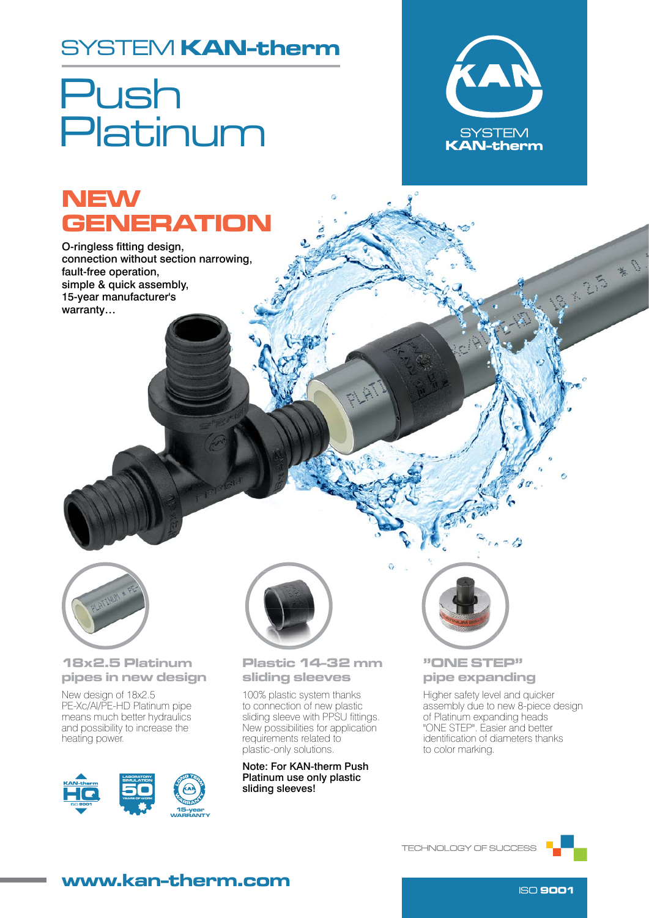SYSTEM **KAN-therm**

# Push Platinum

SYSTEM
**KAN-therm**

## NEW GENERATION

O-ringless fitting design,
connection without section narrowing,
fault-free operation,
simple & quick assembly,
15-year manufacturer's
warranty…

### 18x2.5 Platinum pipes in new design

New design of 18x2.5 PE-Xc/Al/PE-HD Platinum pipe means much better hydraulics and possibility to increase the heating power.

### Plastic 14–32 mm sliding sleeves

100% plastic system thanks to connection of new plastic sliding sleeve with PPSU fittings. New possibilities for application requirements related to plastic-only solutions.

**Note: For KAN-therm Push Platinum use only plastic sliding sleeves!**

### "ONE STEP" pipe expanding

Higher safety level and quicker assembly due to new 8-piece design of Platinum expanding heads "ONE STEP". Easier and better identification of diameters thanks to color marking.

KAN-therm HQ ISO 9001 — LABORATORY SIMULATION 50 YEARS OF WORK — LONG TERM WARRANTY 15-year WARRANTY

TECHNOLOGY OF SUCCESS

**www.kan-therm.com**

ISO **9001**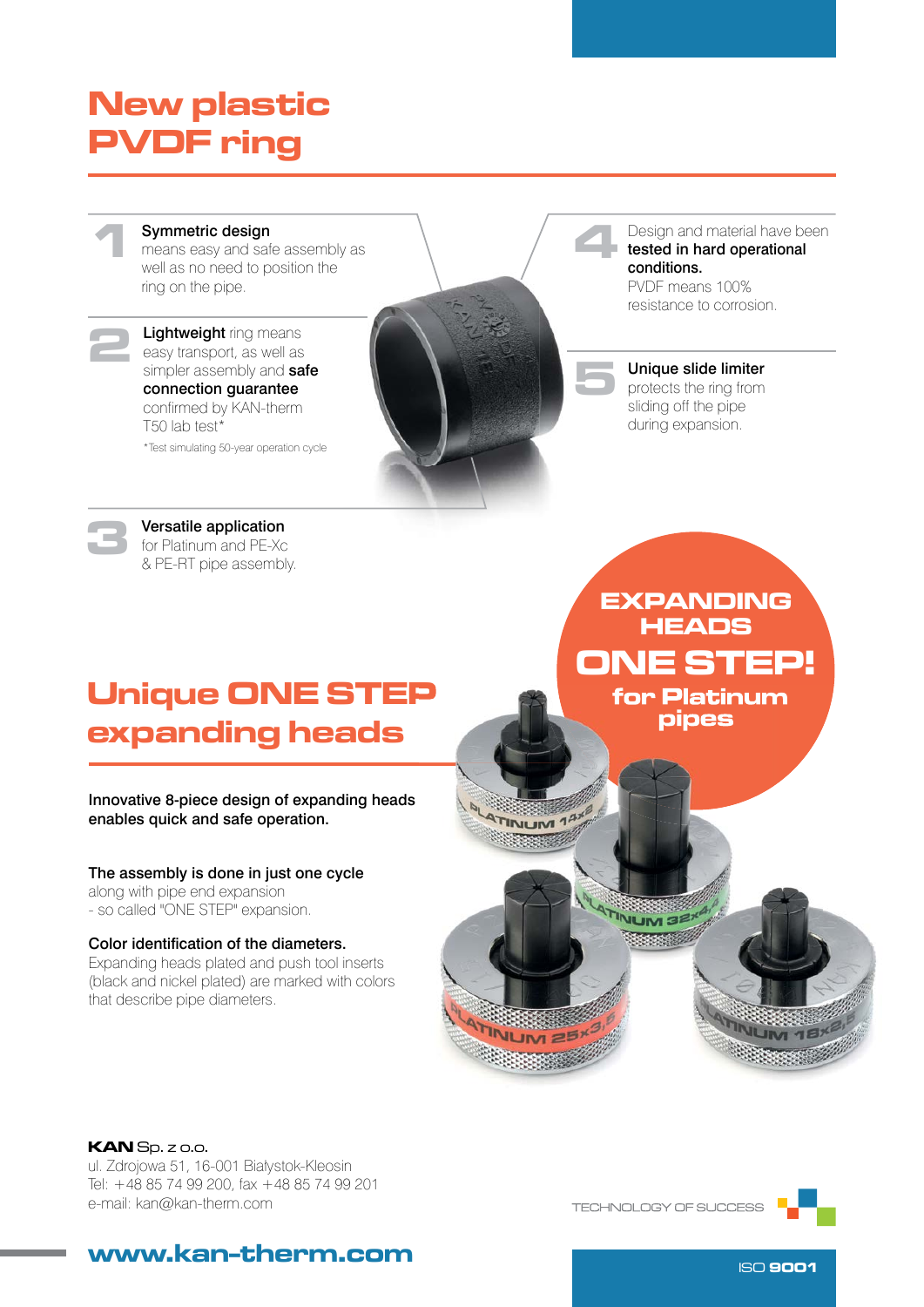# New plastic PVDF ring

**1** **Symmetric design** means easy and safe assembly as well as no need to position the ring on the pipe.

**2** **Lightweight** ring means easy transport, as well as simpler assembly and **safe connection guarantee** confirmed by KAN-therm T50 lab test*

*Test simulating 50-year operation cycle

**3** **Versatile application** for Platinum and PE-Xc & PE-RT pipe assembly.

**4** Design and material have been **tested in hard operational conditions.** PVDF means 100% resistance to corrosion.

**5** **Unique slide limiter** protects the ring from sliding off the pipe during expansion.

**EXPANDING HEADS**
**ONE STEP!**
**for Platinum pipes**

# Unique ONE STEP expanding heads

**Innovative 8-piece design of expanding heads enables quick and safe operation.**

**The assembly is done in just one cycle** along with pipe end expansion - so called "ONE STEP" expansion.

**Color identification of the diameters.** Expanding heads plated and push tool inserts (black and nickel plated) are marked with colors that describe pipe diameters.

**KAN** Sp. z o.o.
ul. Zdrojowa 51, 16-001 Białystok-Kleosin
Tel: +48 85 74 99 200, fax +48 85 74 99 201
e-mail: kan@kan-therm.com

TECHNOLOGY OF SUCCESS

**www.kan-therm.com**

ISO **9001**